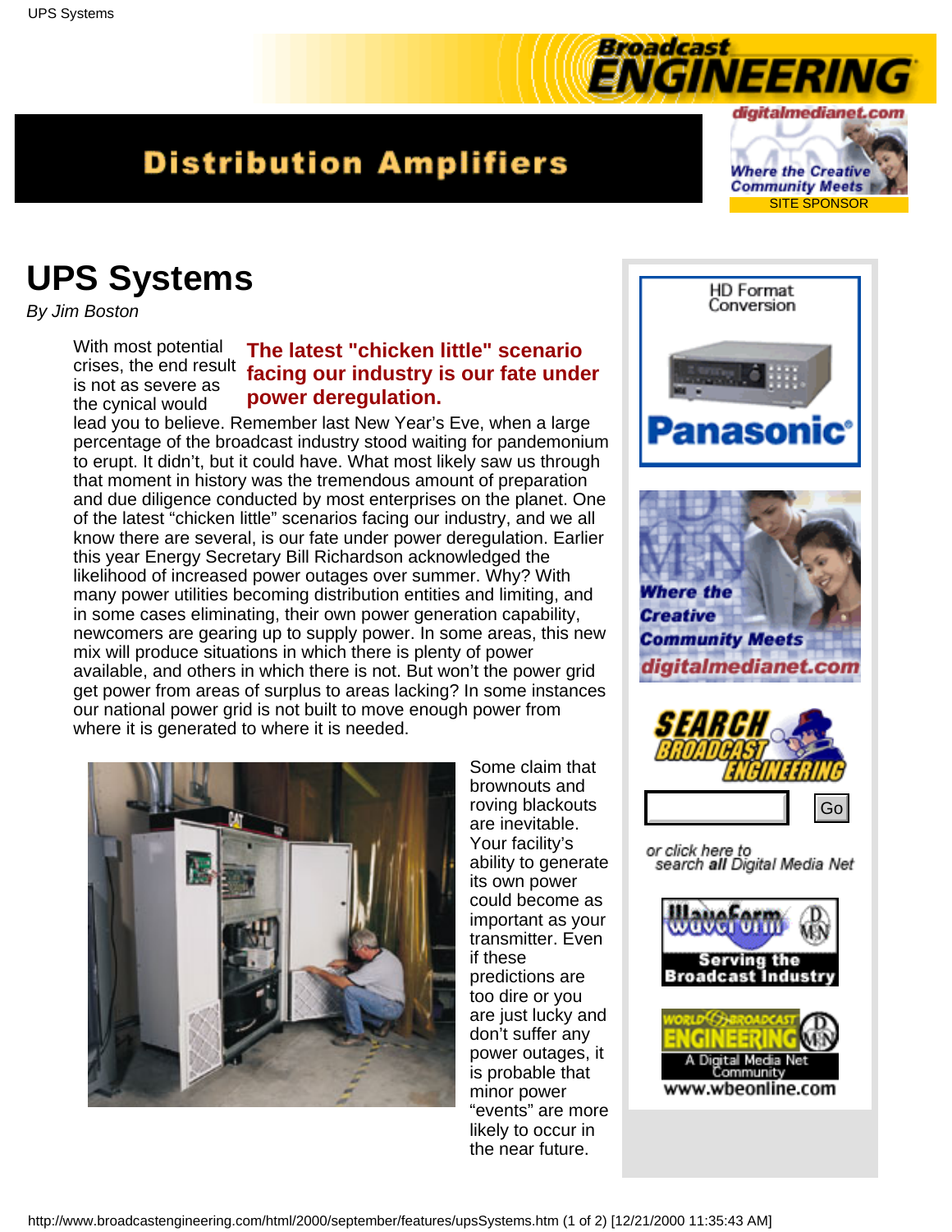# Distribution Amplifiers

# UPS Systems

*By Jim Boston*

**The latest "chicken little" scenario facing our industry is our fate under power deregulation.**

With most potential crises, the end result is not as severe as the cynical would lead you to believe. Remember last New Year's Eve, when a large percentage of the broadcast industry stood waiting for pandemonium to erupt. It didn't, but it could have. What most likely saw us through that moment in history was the tremendous amount of preparation and due diligence conducted by most enterprises on the planet. One of the latest "chicken little" scenarios facing our industry, and we all know there are several, is our fate under power deregulation. Earlier this year Energy Secretary Bill Richardson acknowledged the likelihood of increased power outages over summer. Why? With many power utilities becoming distribution entities and limiting, and in some cases eliminating, their own power generation capability, newcomers are gearing up to supply power. In some areas, this new mix will produce situations in which there is plenty of power available, and others in which there is not. But won't the power grid get power from areas of surplus to areas lacking? In some instances our national power grid is not built to move enough power from where it is generated to where it is needed.

Some claim that brownouts and roving blackouts are inevitable. Your facility's ability to generate its own power could become as important as your transmitter. Even if these predictions are too dire or you are just lucky and don't suffer any power outages, it is probable that minor power "events" are more likely to occur in the near future.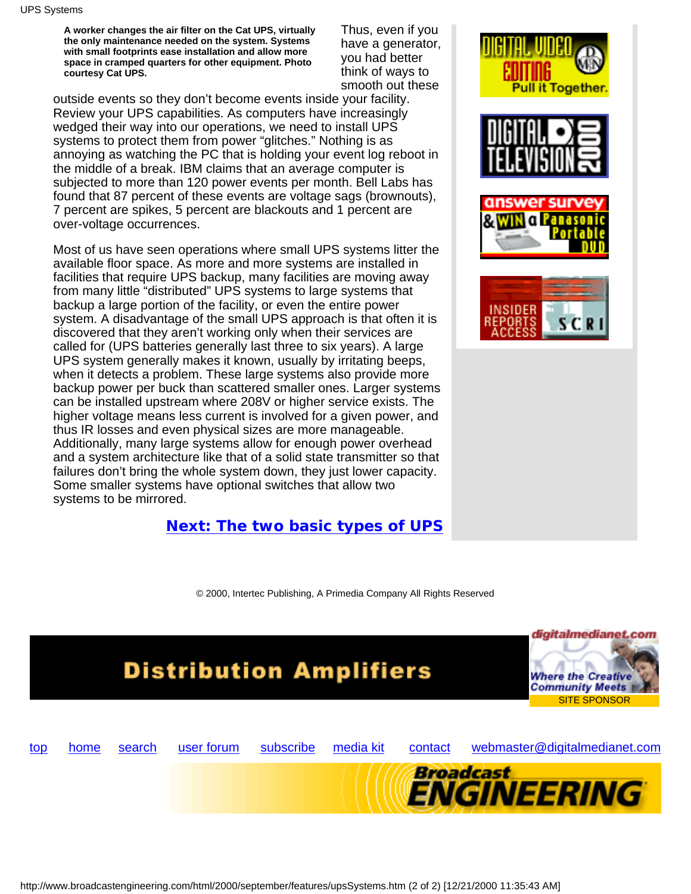**A worker changes the air filter on the Cat UPS, virtually the only maintenance needed on the system. Systems with small footprints ease installation and allow more space in cramped quarters for other equipment. Photo courtesy Cat UPS.**

Thus, even if you have a generator, you had better think of ways to smooth out these outside events so they don't become events inside your facility. Review your UPS capabilities. As computers have increasingly wedged their way into our operations, we need to install UPS systems to protect them from power "glitches." Nothing is as annoying as watching the PC that is holding your event log reboot in the middle of a break. IBM claims that an average computer is subjected to more than 120 power events per month. Bell Labs has found that 87 percent of these events are voltage sags (brownouts), 7 percent are spikes, 5 percent are blackouts and 1 percent are over-voltage occurrences.

Most of us have seen operations where small UPS systems litter the available floor space. As more and more systems are installed in facilities that require UPS backup, many facilities are moving away from many little "distributed" UPS systems to large systems that backup a large portion of the facility, or even the entire power system. A disadvantage of the small UPS approach is that often it is discovered that they aren't working only when their services are called for (UPS batteries generally last three to six years). A large UPS system generally makes it known, usually by irritating beeps, when it detects a problem. These large systems also provide more backup power per buck than scattered smaller ones. Larger systems can be installed upstream where 208V or higher service exists. The higher voltage means less current is involved for a given power, and thus IR losses and even physical sizes are more manageable. Additionally, many large systems allow for enough power overhead and a system architecture like that of a solid state transmitter so that failures don't bring the whole system down, they just lower capacity. Some smaller systems have optional switches that allow two systems to be mirrored.

**Next: The two basic types of UPS**

© 2000, Intertec Publishing, A Primedia Company All Rights Reserved

top home search user forum subscribe media kit contact webmaster@digitalmedianet.com